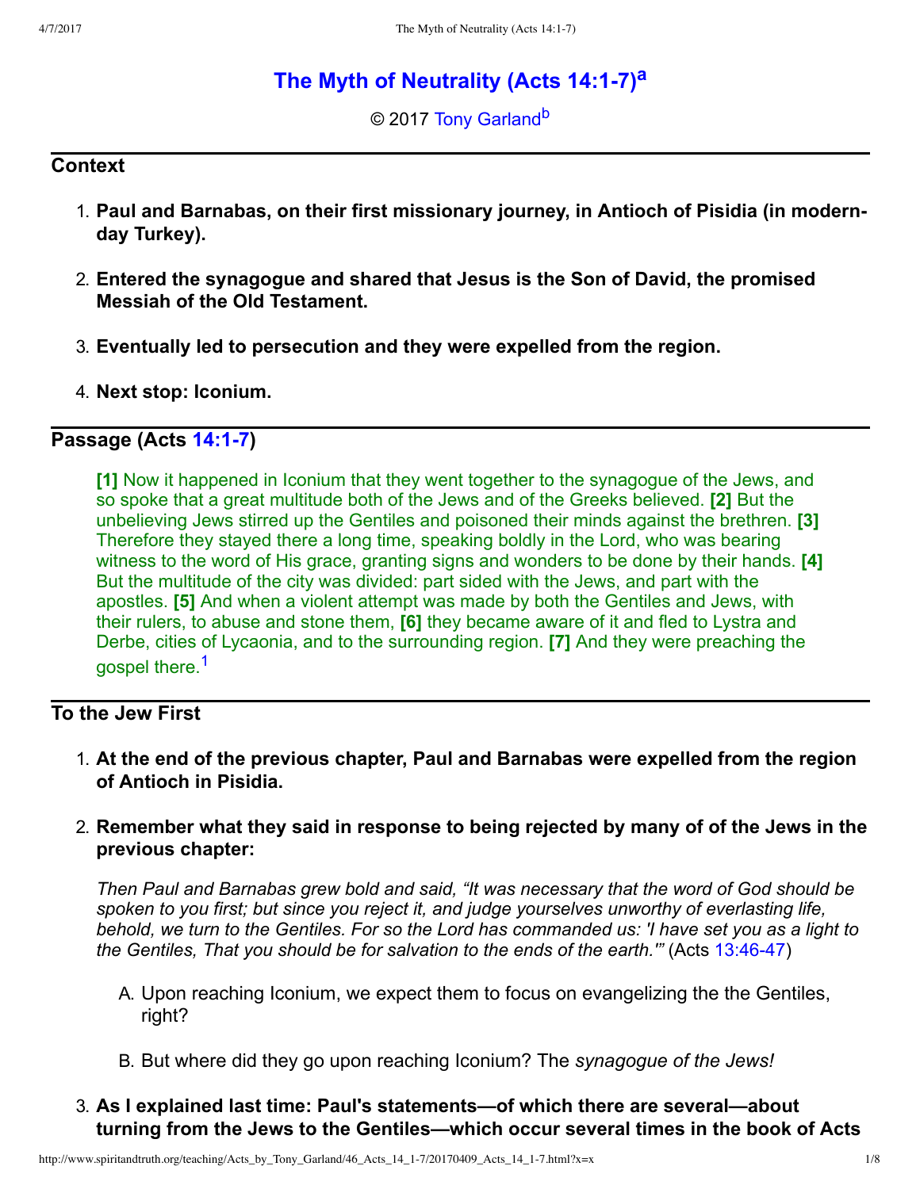# The Myth of Neutrality (Acts 14:1-7)[a]

© 2017 Tony Garland[b]

## Context

1. **Paul and Barnabas, on their first missionary journey, in Antioch of Pisidia (in modern-day Turkey).**
2. **Entered the synagogue and shared that Jesus is the Son of David, the promised Messiah of the Old Testament.**
3. **Eventually led to persecution and they were expelled from the region.**
4. **Next stop: Iconium.**

## Passage (Acts 14:1-7)

> **[1]** Now it happened in Iconium that they went together to the synagogue of the Jews, and so spoke that a great multitude both of the Jews and of the Greeks believed. **[2]** But the unbelieving Jews stirred up the Gentiles and poisoned their minds against the brethren. **[3]** Therefore they stayed there a long time, speaking boldly in the Lord, who was bearing witness to the word of His grace, granting signs and wonders to be done by their hands. **[4]** But the multitude of the city was divided: part sided with the Jews, and part with the apostles. **[5]** And when a violent attempt was made by both the Gentiles and Jews, with their rulers, to abuse and stone them, **[6]** they became aware of it and fled to Lystra and Derbe, cities of Lycaonia, and to the surrounding region. **[7]** And they were preaching the gospel there.[1]

## To the Jew First

1. **At the end of the previous chapter, Paul and Barnabas were expelled from the region of Antioch in Pisidia.**
2. **Remember what they said in response to being rejected by many of of the Jews in the previous chapter:**

   *Then Paul and Barnabas grew bold and said, "It was necessary that the word of God should be spoken to you first; but since you reject it, and judge yourselves unworthy of everlasting life, behold, we turn to the Gentiles. For so the Lord has commanded us: 'I have set you as a light to the Gentiles, That you should be for salvation to the ends of the earth.'"* (Acts 13:46-47)

   A. Upon reaching Iconium, we expect them to focus on evangelizing the the Gentiles, right?

   B. But where did they go upon reaching Iconium? The *synagogue of the Jews!*

3. **As I explained last time: Paul's statements—of which there are several—about turning from the Jews to the Gentiles—which occur several times in the book of Acts**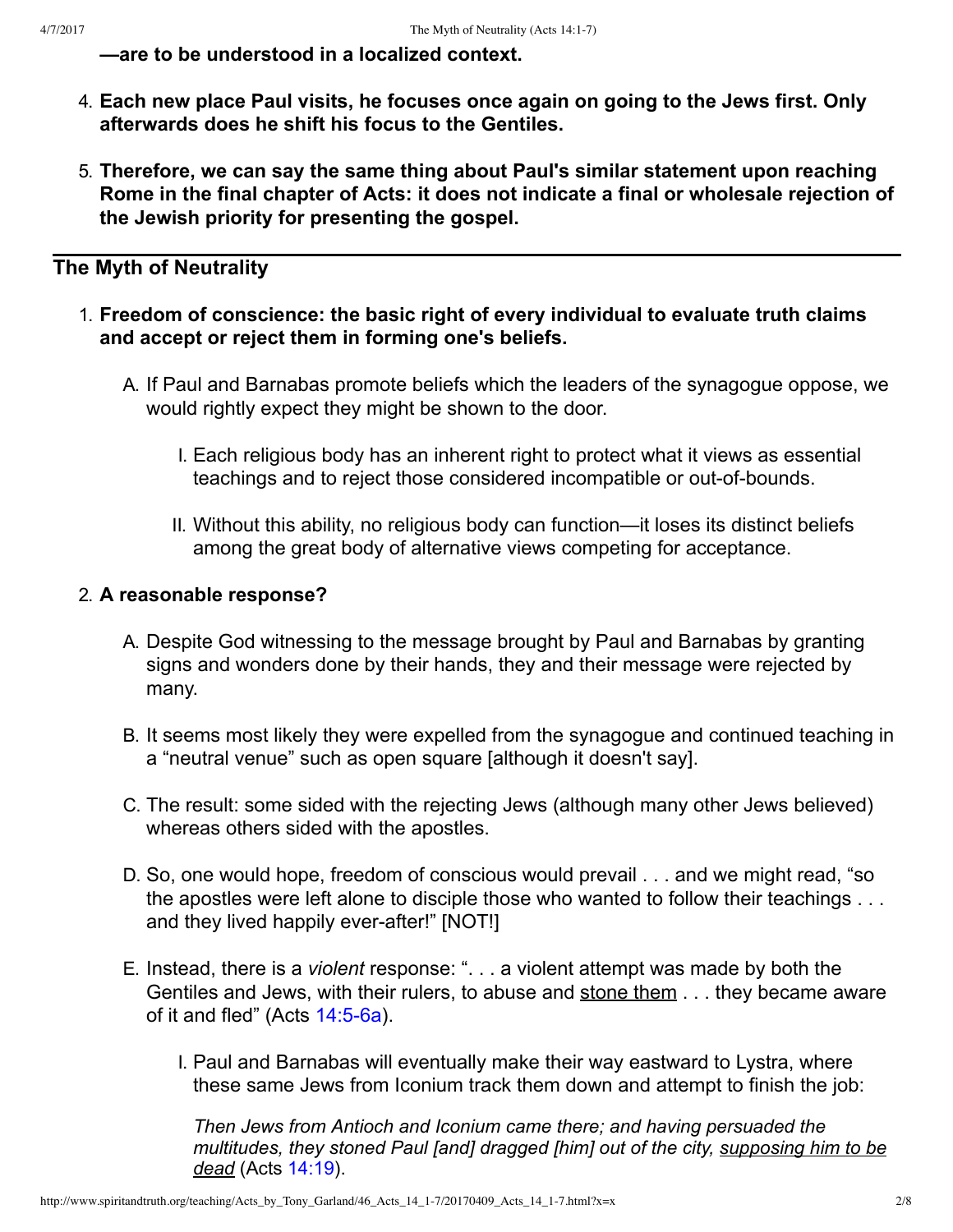**—are to be understood in a localized context.**

4. **Each new place Paul visits, he focuses once again on going to the Jews first. Only afterwards does he shift his focus to the Gentiles.**
5. **Therefore, we can say the same thing about Paul's similar statement upon reaching Rome in the final chapter of Acts: it does not indicate a final or wholesale rejection of the Jewish priority for presenting the gospel.**

---

## The Myth of Neutrality

1. **Freedom of conscience: the basic right of every individual to evaluate truth claims and accept or reject them in forming one's beliefs.**
   - A. If Paul and Barnabas promote beliefs which the leaders of the synagogue oppose, we would rightly expect they might be shown to the door.
     - I. Each religious body has an inherent right to protect what it views as essential teachings and to reject those considered incompatible or out-of-bounds.
     - II. Without this ability, no religious body can function—it loses its distinct beliefs among the great body of alternative views competing for acceptance.
2. **A reasonable response?**
   - A. Despite God witnessing to the message brought by Paul and Barnabas by granting signs and wonders done by their hands, they and their message were rejected by many.
   - B. It seems most likely they were expelled from the synagogue and continued teaching in a "neutral venue" such as open square [although it doesn't say].
   - C. The result: some sided with the rejecting Jews (although many other Jews believed) whereas others sided with the apostles.
   - D. So, one would hope, freedom of conscious would prevail . . . and we might read, "so the apostles were left alone to disciple those who wanted to follow their teachings . . . and they lived happily ever-after!" [NOT!]
   - E. Instead, there is a *violent* response: ". . . a violent attempt was made by both the Gentiles and Jews, with their rulers, to abuse and <u>stone them</u> . . . they became aware of it and fled" (Acts 14:5-6a).
     - I. Paul and Barnabas will eventually make their way eastward to Lystra, where these same Jews from Iconium track them down and attempt to finish the job:

       *Then Jews from Antioch and Iconium came there; and having persuaded the multitudes, they stoned Paul [and] dragged [him] out of the city, <u>supposing him to be dead</u>* (Acts 14:19).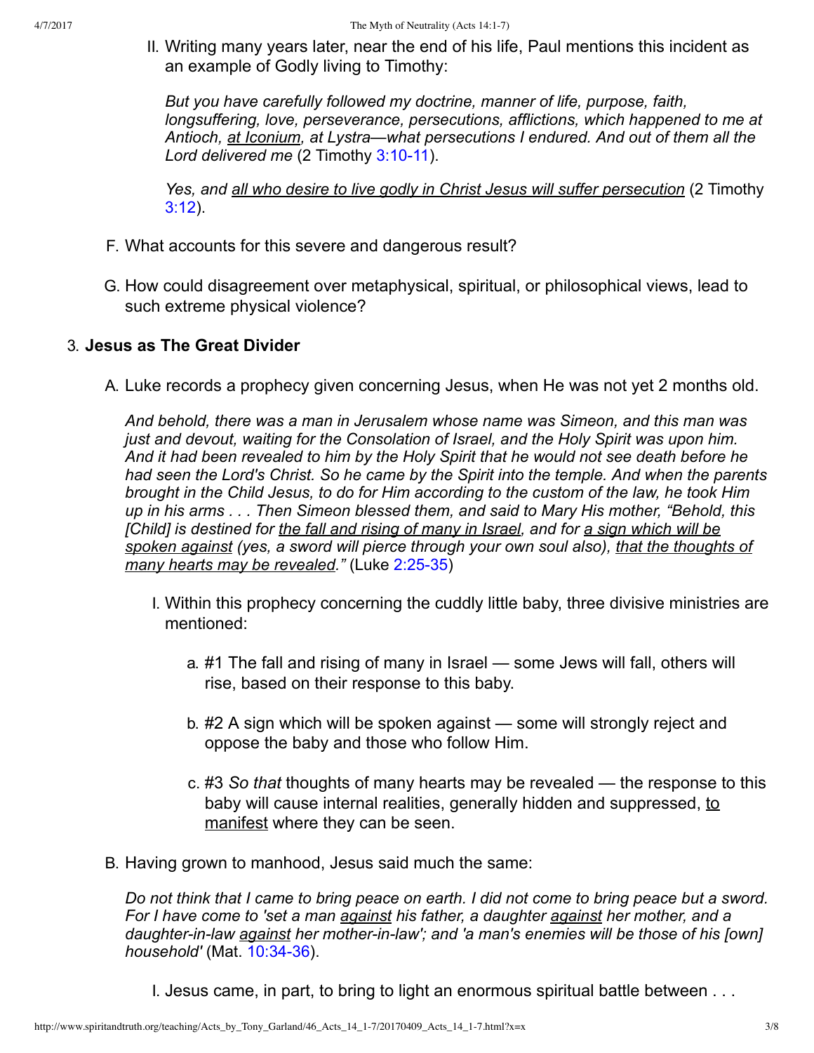II. Writing many years later, near the end of his life, Paul mentions this incident as an example of Godly living to Timothy:

*But you have carefully followed my doctrine, manner of life, purpose, faith, longsuffering, love, perseverance, persecutions, afflictions, which happened to me at Antioch, <u>at Iconium</u>, at Lystra—what persecutions I endured. And out of them all the Lord delivered me* (2 Timothy 3:10-11).

*Yes, and <u>all who desire to live godly in Christ Jesus will suffer persecution</u>* (2 Timothy 3:12).

F. What accounts for this severe and dangerous result?

G. How could disagreement over metaphysical, spiritual, or philosophical views, lead to such extreme physical violence?

### 3. **Jesus as The Great Divider**

A. Luke records a prophecy given concerning Jesus, when He was not yet 2 months old.

*And behold, there was a man in Jerusalem whose name was Simeon, and this man was just and devout, waiting for the Consolation of Israel, and the Holy Spirit was upon him. And it had been revealed to him by the Holy Spirit that he would not see death before he had seen the Lord's Christ. So he came by the Spirit into the temple. And when the parents brought in the Child Jesus, to do for Him according to the custom of the law, he took Him up in his arms . . . Then Simeon blessed them, and said to Mary His mother, "Behold, this [Child] is destined for <u>the fall and rising of many in Israel</u>, and for <u>a sign which will be spoken against</u> (yes, a sword will pierce through your own soul also), <u>that the thoughts of many hearts may be revealed</u>."* (Luke 2:25-35)

I. Within this prophecy concerning the cuddly little baby, three divisive ministries are mentioned:

a. #1 The fall and rising of many in Israel — some Jews will fall, others will rise, based on their response to this baby.

b. #2 A sign which will be spoken against — some will strongly reject and oppose the baby and those who follow Him.

c. #3 *So that* thoughts of many hearts may be revealed — the response to this baby will cause internal realities, generally hidden and suppressed, <u>to manifest</u> where they can be seen.

B. Having grown to manhood, Jesus said much the same:

*Do not think that I came to bring peace on earth. I did not come to bring peace but a sword. For I have come to 'set a man <u>against</u> his father, a daughter <u>against</u> her mother, and a daughter-in-law <u>against</u> her mother-in-law'; and 'a man's enemies will be those of his [own] household'* (Mat. 10:34-36).

I. Jesus came, in part, to bring to light an enormous spiritual battle between . . .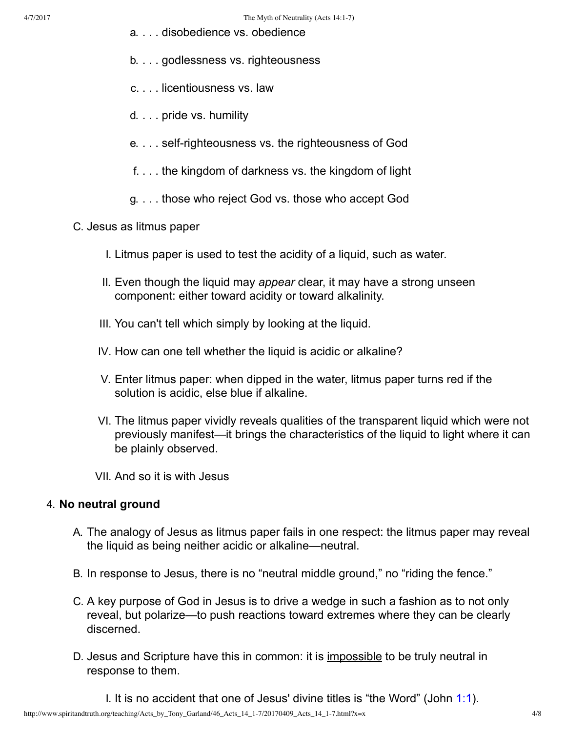a. . . . disobedience vs. obedience

b. . . . godlessness vs. righteousness

c. . . . licentiousness vs. law

d. . . . pride vs. humility

e. . . . self-righteousness vs. the righteousness of God

f. . . . the kingdom of darkness vs. the kingdom of light

g. . . . those who reject God vs. those who accept God

C. Jesus as litmus paper

I. Litmus paper is used to test the acidity of a liquid, such as water.

II. Even though the liquid may *appear* clear, it may have a strong unseen component: either toward acidity or toward alkalinity.

III. You can't tell which simply by looking at the liquid.

IV. How can one tell whether the liquid is acidic or alkaline?

V. Enter litmus paper: when dipped in the water, litmus paper turns red if the solution is acidic, else blue if alkaline.

VI. The litmus paper vividly reveals qualities of the transparent liquid which were not previously manifest—it brings the characteristics of the liquid to light where it can be plainly observed.

VII. And so it is with Jesus

4. **No neutral ground**

A. The analogy of Jesus as litmus paper fails in one respect: the litmus paper may reveal the liquid as being neither acidic or alkaline—neutral.

B. In response to Jesus, there is no "neutral middle ground," no "riding the fence."

C. A key purpose of God in Jesus is to drive a wedge in such a fashion as to not only <u>reveal</u>, but <u>polarize</u>—to push reactions toward extremes where they can be clearly discerned.

D. Jesus and Scripture have this in common: it is <u>impossible</u> to be truly neutral in response to them.

I. It is no accident that one of Jesus' divine titles is "the Word" (John 1:1).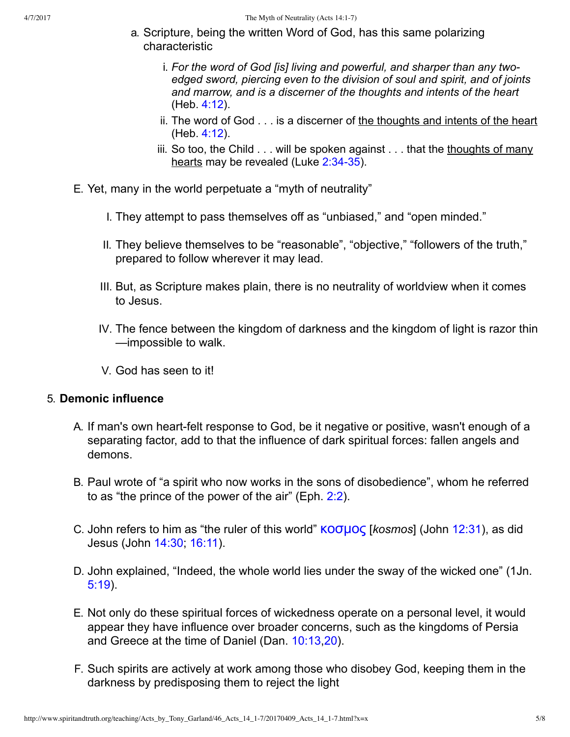a. Scripture, being the written Word of God, has this same polarizing characteristic

   i. *For the word of God [is] living and powerful, and sharper than any two-edged sword, piercing even to the division of soul and spirit, and of joints and marrow, and is a discerner of the thoughts and intents of the heart* (Heb. 4:12).

   ii. The word of God . . . is a discerner of <u>the thoughts and intents of the heart</u> (Heb. 4:12).

   iii. So too, the Child . . . will be spoken against . . . that the <u>thoughts of many hearts</u> may be revealed (Luke 2:34-35).

E. Yet, many in the world perpetuate a “myth of neutrality”

   I. They attempt to pass themselves off as “unbiased,” and “open minded.”

   II. They believe themselves to be “reasonable”, “objective,” “followers of the truth,” prepared to follow wherever it may lead.

   III. But, as Scripture makes plain, there is no neutrality of worldview when it comes to Jesus.

   IV. The fence between the kingdom of darkness and the kingdom of light is razor thin—impossible to walk.

   V. God has seen to it!

5. **Demonic influence**

   A. If man's own heart-felt response to God, be it negative or positive, wasn't enough of a separating factor, add to that the influence of dark spiritual forces: fallen angels and demons.

   B. Paul wrote of “a spirit who now works in the sons of disobedience”, whom he referred to as “the prince of the power of the air” (Eph. 2:2).

   C. John refers to him as “the ruler of this world” κοσμος [*kosmos*] (John 12:31), as did Jesus (John 14:30; 16:11).

   D. John explained, “Indeed, the whole world lies under the sway of the wicked one” (1Jn. 5:19).

   E. Not only do these spiritual forces of wickedness operate on a personal level, it would appear they have influence over broader concerns, such as the kingdoms of Persia and Greece at the time of Daniel (Dan. 10:13,20).

   F. Such spirits are actively at work among those who disobey God, keeping them in the darkness by predisposing them to reject the light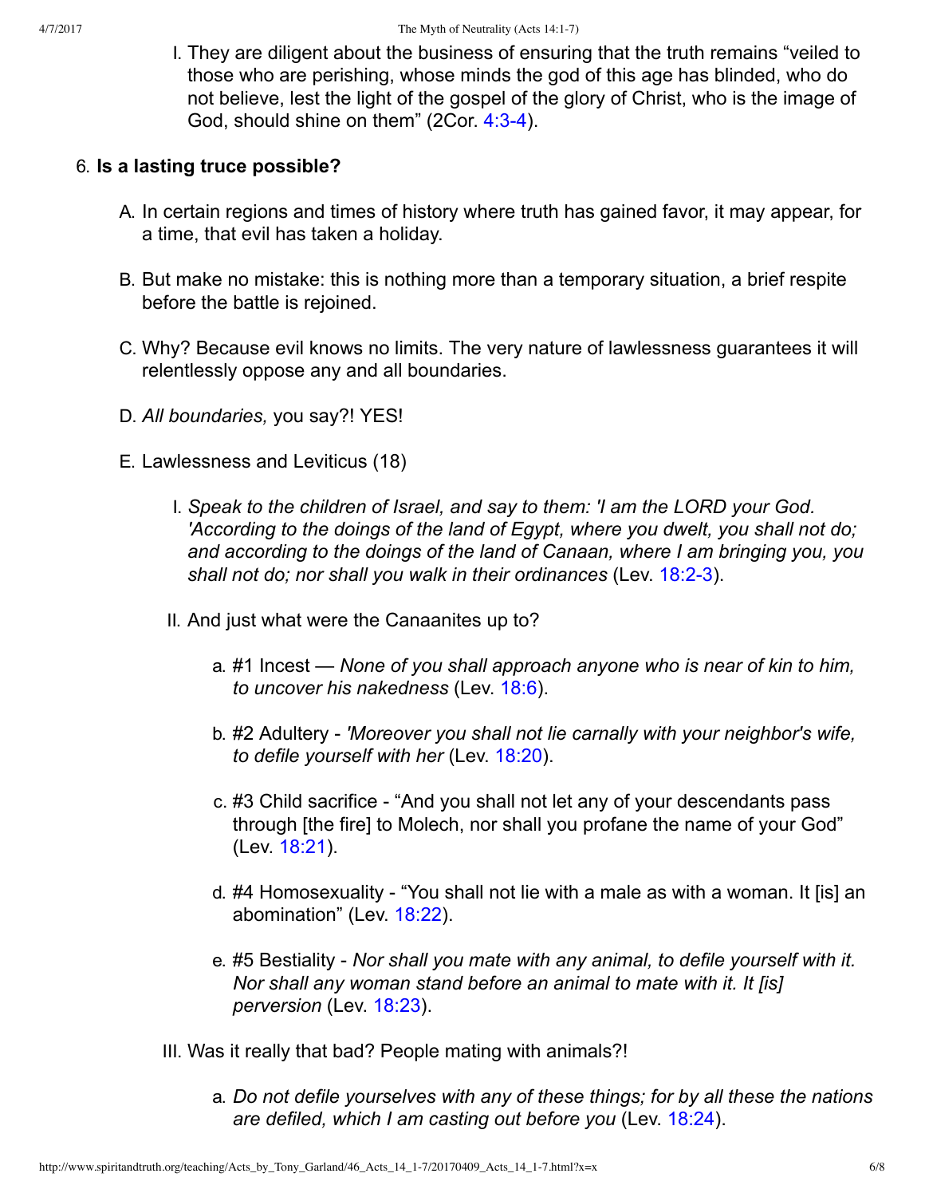I. They are diligent about the business of ensuring that the truth remains "veiled to those who are perishing, whose minds the god of this age has blinded, who do not believe, lest the light of the gospel of the glory of Christ, who is the image of God, should shine on them" (2Cor. 4:3-4).

6. **Is a lasting truce possible?**

   A. In certain regions and times of history where truth has gained favor, it may appear, for a time, that evil has taken a holiday.

   B. But make no mistake: this is nothing more than a temporary situation, a brief respite before the battle is rejoined.

   C. Why? Because evil knows no limits. The very nature of lawlessness guarantees it will relentlessly oppose any and all boundaries.

   D. *All boundaries,* you say?! YES!

   E. Lawlessness and Leviticus (18)

      I. *Speak to the children of Israel, and say to them: 'I am the LORD your God. 'According to the doings of the land of Egypt, where you dwelt, you shall not do; and according to the doings of the land of Canaan, where I am bringing you, you shall not do; nor shall you walk in their ordinances* (Lev. 18:2-3).

      II. And just what were the Canaanites up to?

         a. #1 Incest — *None of you shall approach anyone who is near of kin to him, to uncover his nakedness* (Lev. 18:6).

         b. #2 Adultery - *'Moreover you shall not lie carnally with your neighbor's wife, to defile yourself with her* (Lev. 18:20).

         c. #3 Child sacrifice - "And you shall not let any of your descendants pass through [the fire] to Molech, nor shall you profane the name of your God" (Lev. 18:21).

         d. #4 Homosexuality - "You shall not lie with a male as with a woman. It [is] an abomination" (Lev. 18:22).

         e. #5 Bestiality - *Nor shall you mate with any animal, to defile yourself with it. Nor shall any woman stand before an animal to mate with it. It [is] perversion* (Lev. 18:23).

      III. Was it really that bad? People mating with animals?!

         a. *Do not defile yourselves with any of these things; for by all these the nations are defiled, which I am casting out before you* (Lev. 18:24).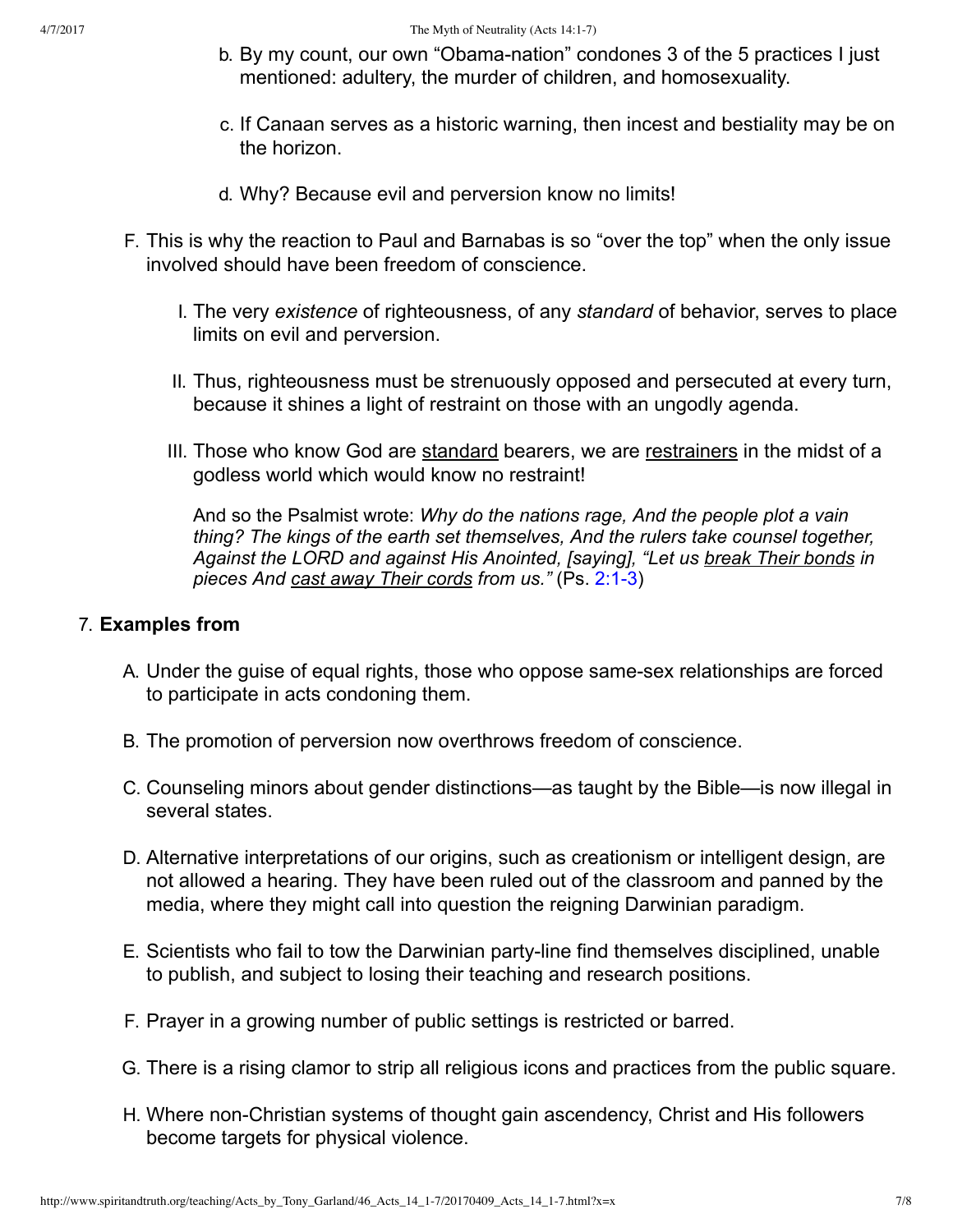b. By my count, our own "Obama-nation" condones 3 of the 5 practices I just mentioned: adultery, the murder of children, and homosexuality.

c. If Canaan serves as a historic warning, then incest and bestiality may be on the horizon.

d. Why? Because evil and perversion know no limits!

F. This is why the reaction to Paul and Barnabas is so "over the top" when the only issue involved should have been freedom of conscience.

I. The very *existence* of righteousness, of any *standard* of behavior, serves to place limits on evil and perversion.

II. Thus, righteousness must be strenuously opposed and persecuted at every turn, because it shines a light of restraint on those with an ungodly agenda.

III. Those who know God are <u>standard</u> bearers, we are <u>restrainers</u> in the midst of a godless world which would know no restraint!

And so the Psalmist wrote: *Why do the nations rage, And the people plot a vain thing? The kings of the earth set themselves, And the rulers take counsel together, Against the LORD and against His Anointed, [saying], "Let us <u>break Their bonds</u> in pieces And <u>cast away Their cords</u> from us."* (Ps. 2:1-3)

7. **Examples from**

A. Under the guise of equal rights, those who oppose same-sex relationships are forced to participate in acts condoning them.

B. The promotion of perversion now overthrows freedom of conscience.

C. Counseling minors about gender distinctions—as taught by the Bible—is now illegal in several states.

D. Alternative interpretations of our origins, such as creationism or intelligent design, are not allowed a hearing. They have been ruled out of the classroom and panned by the media, where they might call into question the reigning Darwinian paradigm.

E. Scientists who fail to tow the Darwinian party-line find themselves disciplined, unable to publish, and subject to losing their teaching and research positions.

F. Prayer in a growing number of public settings is restricted or barred.

G. There is a rising clamor to strip all religious icons and practices from the public square.

H. Where non-Christian systems of thought gain ascendency, Christ and His followers become targets for physical violence.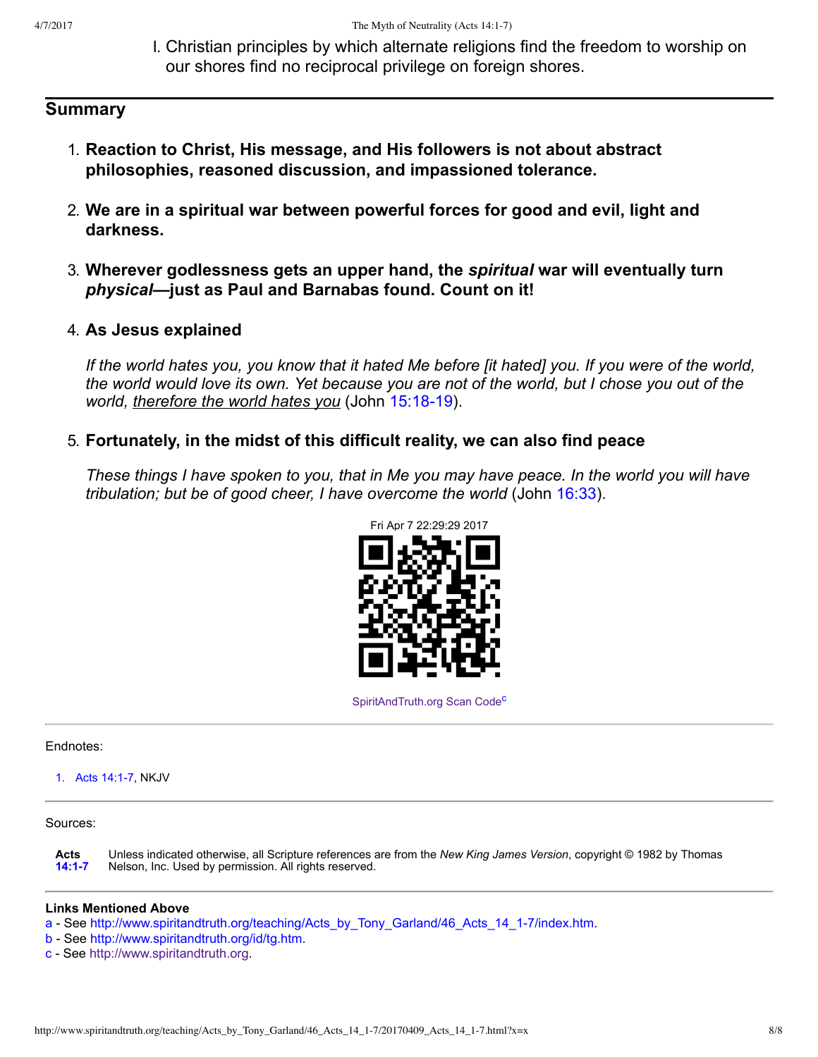I. Christian principles by which alternate religions find the freedom to worship on our shores find no reciprocal privilege on foreign shores.

## Summary

1. **Reaction to Christ, His message, and His followers is not about abstract philosophies, reasoned discussion, and impassioned tolerance.**

2. **We are in a spiritual war between powerful forces for good and evil, light and darkness.**

3. **Wherever godlessness gets an upper hand, the *spiritual* war will eventually turn *physical*—just as Paul and Barnabas found. Count on it!**

4. **As Jesus explained**

   *If the world hates you, you know that it hated Me before [it hated] you. If you were of the world, the world would love its own. Yet because you are not of the world, but I chose you out of the world, therefore the world hates you* (John 15:18-19).

5. **Fortunately, in the midst of this difficult reality, we can also find peace**

   *These things I have spoken to you, that in Me you may have peace. In the world you will have tribulation; but be of good cheer, I have overcome the world* (John 16:33).

Fri Apr 7 22:29:29 2017

SpiritAndTruth.org Scan Code[c]

---

Endnotes:

1. Acts 14:1-7, NKJV

---

Sources:

**Acts 14:1-7** Unless indicated otherwise, all Scripture references are from the *New King James Version*, copyright © 1982 by Thomas Nelson, Inc. Used by permission. All rights reserved.

---

**Links Mentioned Above**

a - See http://www.spiritandtruth.org/teaching/Acts_by_Tony_Garland/46_Acts_14_1-7/index.htm.
b - See http://www.spiritandtruth.org/id/tg.htm.
c - See http://www.spiritandtruth.org.